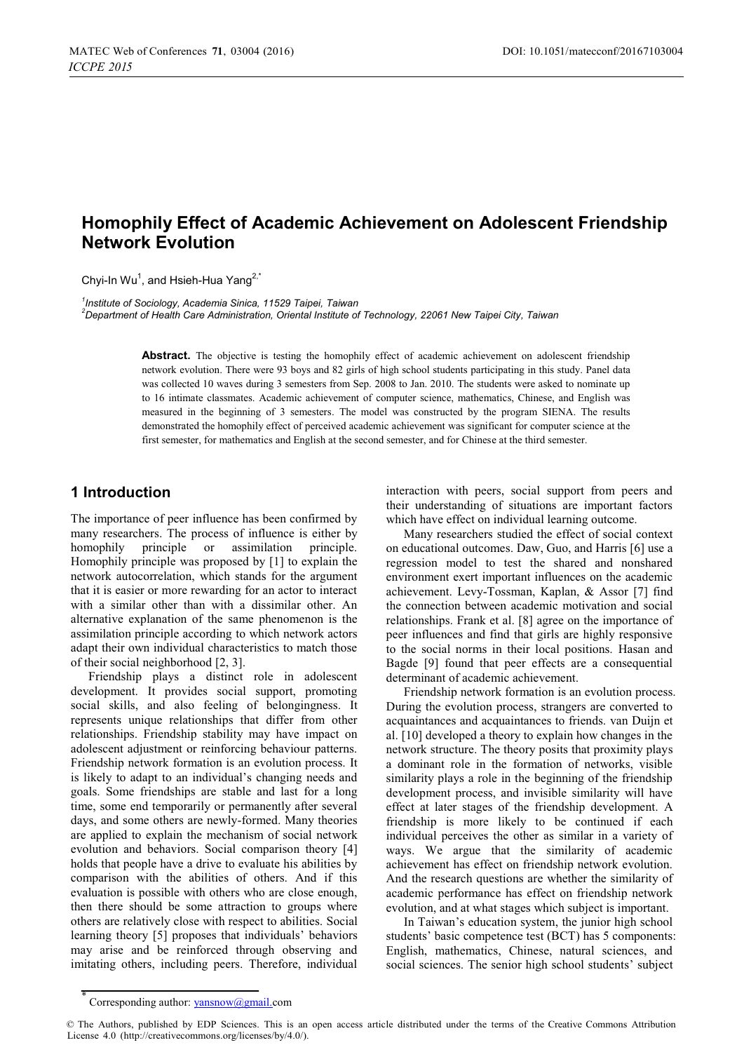# Homophily Effect of Academic Achievement on Adolescent Friendship Network Evolution

Chyi-In Wu[1], and Hsieh-Hua Yang[2,*]

[1]*Institute of Sociology, Academia Sinica, 11529 Taipei, Taiwan*
[2]*Department of Health Care Administration, Oriental Institute of Technology, 22061 New Taipei City, Taiwan*

**Abstract.** The objective is testing the homophily effect of academic achievement on adolescent friendship network evolution. There were 93 boys and 82 girls of high school students participating in this study. Panel data was collected 10 waves during 3 semesters from Sep. 2008 to Jan. 2010. The students were asked to nominate up to 16 intimate classmates. Academic achievement of computer science, mathematics, Chinese, and English was measured in the beginning of 3 semesters. The model was constructed by the program SIENA. The results demonstrated the homophily effect of perceived academic achievement was significant for computer science at the first semester, for mathematics and English at the second semester, and for Chinese at the third semester.

## 1 Introduction

The importance of peer influence has been confirmed by many researchers. The process of influence is either by homophily principle or assimilation principle. Homophily principle was proposed by [1] to explain the network autocorrelation, which stands for the argument that it is easier or more rewarding for an actor to interact with a similar other than with a dissimilar other. An alternative explanation of the same phenomenon is the assimilation principle according to which network actors adapt their own individual characteristics to match those of their social neighborhood [2, 3].

Friendship plays a distinct role in adolescent development. It provides social support, promoting social skills, and also feeling of belongingness. It represents unique relationships that differ from other relationships. Friendship stability may have impact on adolescent adjustment or reinforcing behaviour patterns. Friendship network formation is an evolution process. It is likely to adapt to an individual's changing needs and goals. Some friendships are stable and last for a long time, some end temporarily or permanently after several days, and some others are newly-formed. Many theories are applied to explain the mechanism of social network evolution and behaviors. Social comparison theory [4] holds that people have a drive to evaluate his abilities by comparison with the abilities of others. And if this evaluation is possible with others who are close enough, then there should be some attraction to groups where others are relatively close with respect to abilities. Social learning theory [5] proposes that individuals' behaviors may arise and be reinforced through observing and imitating others, including peers. Therefore, individual interaction with peers, social support from peers and their understanding of situations are important factors which have effect on individual learning outcome.

Many researchers studied the effect of social context on educational outcomes. Daw, Guo, and Harris [6] use a regression model to test the shared and nonshared environment exert important influences on the academic achievement. Levy-Tossman, Kaplan, & Assor [7] find the connection between academic motivation and social relationships. Frank et al. [8] agree on the importance of peer influences and find that girls are highly responsive to the social norms in their local positions. Hasan and Bagde [9] found that peer effects are a consequential determinant of academic achievement.

Friendship network formation is an evolution process. During the evolution process, strangers are converted to acquaintances and acquaintances to friends. van Duijn et al. [10] developed a theory to explain how changes in the network structure. The theory posits that proximity plays a dominant role in the formation of networks, visible similarity plays a role in the beginning of the friendship development process, and invisible similarity will have effect at later stages of the friendship development. A friendship is more likely to be continued if each individual perceives the other as similar in a variety of ways. We argue that the similarity of academic achievement has effect on friendship network evolution. And the research questions are whether the similarity of academic performance has effect on friendship network evolution, and at what stages which subject is important.

In Taiwan's education system, the junior high school students' basic competence test (BCT) has 5 components: English, mathematics, Chinese, natural sciences, and social sciences. The senior high school students' subject

* Corresponding author: yansnow@gmail.com

© The Authors, published by EDP Sciences. This is an open access article distributed under the terms of the Creative Commons Attribution License 4.0 (http://creativecommons.org/licenses/by/4.0/).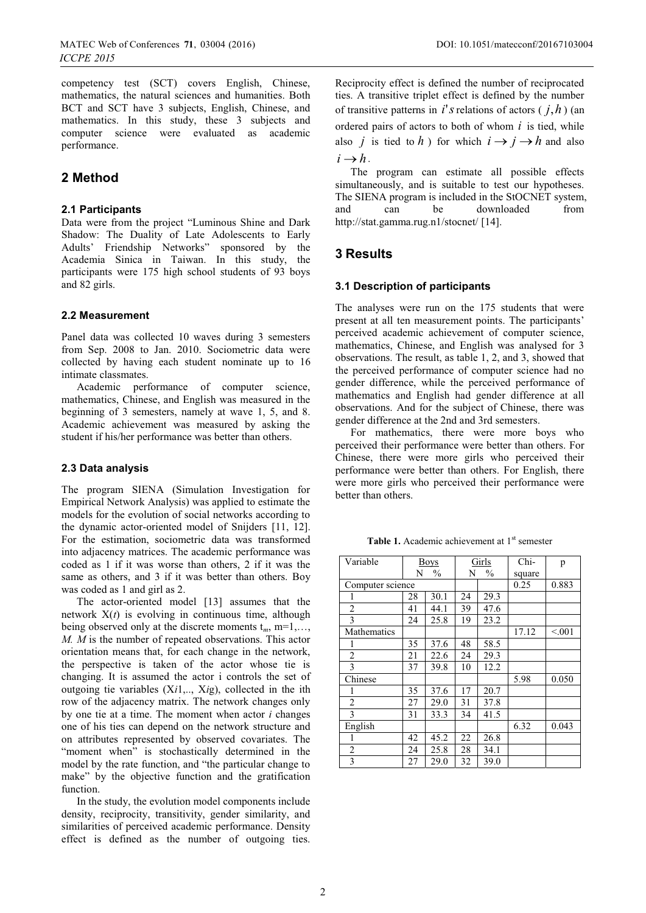competency test (SCT) covers English, Chinese, mathematics, the natural sciences and humanities. Both BCT and SCT have 3 subjects, English, Chinese, and mathematics. In this study, these 3 subjects and computer science were evaluated as academic performance.

## 2 Method

### 2.1 Participants

Data were from the project "Luminous Shine and Dark Shadow: The Duality of Late Adolescents to Early Adults' Friendship Networks" sponsored by the Academia Sinica in Taiwan. In this study, the participants were 175 high school students of 93 boys and 82 girls.

### 2.2 Measurement

Panel data was collected 10 waves during 3 semesters from Sep. 2008 to Jan. 2010. Sociometric data were collected by having each student nominate up to 16 intimate classmates.

Academic performance of computer science, mathematics, Chinese, and English was measured in the beginning of 3 semesters, namely at wave 1, 5, and 8. Academic achievement was measured by asking the student if his/her performance was better than others.

### 2.3 Data analysis

The program SIENA (Simulation Investigation for Empirical Network Analysis) was applied to estimate the models for the evolution of social networks according to the dynamic actor-oriented model of Snijders [11, 12]. For the estimation, sociometric data was transformed into adjacency matrices. The academic performance was coded as 1 if it was worse than others, 2 if it was the same as others, and 3 if it was better than others. Boy was coded as 1 and girl as 2.

The actor-oriented model [13] assumes that the network $X(t)$ is evolving in continuous time, although being observed only at the discrete moments $t_m$, $m=1,\ldots,M$. $M$ is the number of repeated observations. This actor orientation means that, for each change in the network, the perspective is taken of the actor whose tie is changing. It is assumed the actor i controls the set of outgoing tie variables ($Xi1,\ldots, Xig$), collected in the ith row of the adjacency matrix. The network changes only by one tie at a time. The moment when actor $i$ changes one of his ties can depend on the network structure and on attributes represented by observed covariates. The "moment when" is stochastically determined in the model by the rate function, and "the particular change to make" by the objective function and the gratification function.

In the study, the evolution model components include density, reciprocity, transitivity, gender similarity, and similarities of perceived academic performance. Density effect is defined as the number of outgoing ties. Reciprocity effect is defined the number of reciprocated ties. A transitive triplet effect is defined by the number of transitive patterns in $i's$ relations of actors ($j, h$) (an ordered pairs of actors to both of whom $i$ is tied, while also $j$ is tied to $h$) for which $i \rightarrow j \rightarrow h$ and also $i \rightarrow h$.

The program can estimate all possible effects simultaneously, and is suitable to test our hypotheses. The SIENA program is included in the StOCNET system, and can be downloaded from http://stat.gamma.rug.n1/stocnet/ [14].

## 3 Results

### 3.1 Description of participants

The analyses were run on the 175 students that were present at all ten measurement points. The participants' perceived academic achievement of computer science, mathematics, Chinese, and English was analysed for 3 observations. The result, as table 1, 2, and 3, showed that the perceived performance of computer science had no gender difference, while the perceived performance of mathematics and English had gender difference at all observations. And for the subject of Chinese, there was gender difference at the 2nd and 3rd semesters.

For mathematics, there were more boys who perceived their performance were better than others. For Chinese, there were more girls who perceived their performance were better than others. For English, there were more girls who perceived their performance were better than others.

**Table 1.** Academic achievement at 1st semester

| Variable | Boys | | Girls | | Chi-square | p |
|---|---|---|---|---|---|---|
| | N | % | N | % | | |
| Computer science | | | | | 0.25 | 0.883 |
| 1 | 28 | 30.1 | 24 | 29.3 | | |
| 2 | 41 | 44.1 | 39 | 47.6 | | |
| 3 | 24 | 25.8 | 19 | 23.2 | | |
| Mathematics | | | | | 17.12 | <.001 |
| 1 | 35 | 37.6 | 48 | 58.5 | | |
| 2 | 21 | 22.6 | 24 | 29.3 | | |
| 3 | 37 | 39.8 | 10 | 12.2 | | |
| Chinese | | | | | 5.98 | 0.050 |
| 1 | 35 | 37.6 | 17 | 20.7 | | |
| 2 | 27 | 29.0 | 31 | 37.8 | | |
| 3 | 31 | 33.3 | 34 | 41.5 | | |
| English | | | | | 6.32 | 0.043 |
| 1 | 42 | 45.2 | 22 | 26.8 | | |
| 2 | 24 | 25.8 | 28 | 34.1 | | |
| 3 | 27 | 29.0 | 32 | 39.0 | | |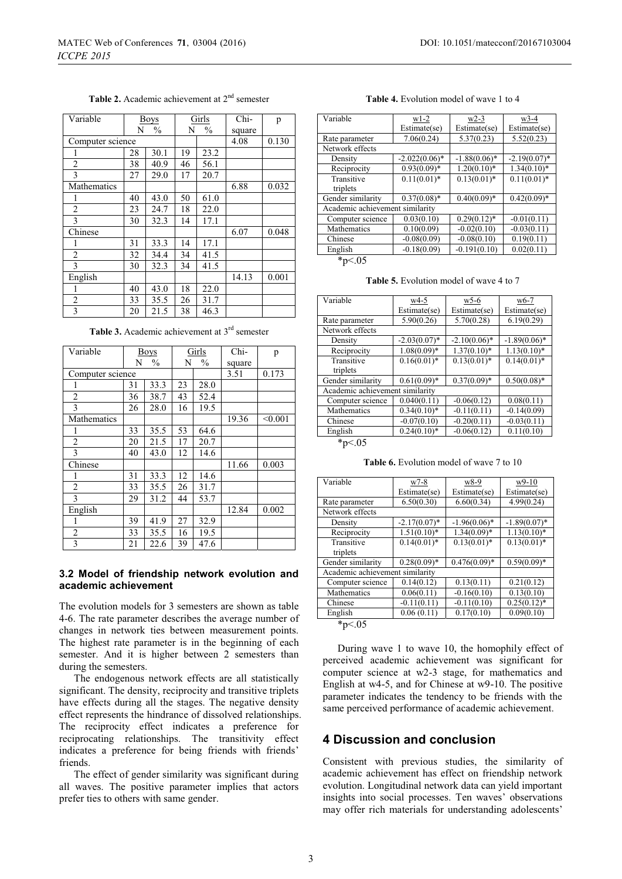**Table 2.** Academic achievement at 2nd semester

| Variable | Boys | | Girls | | Chi-square | p |
|---|---|---|---|---|---|---|
| | N | % | N | % | | |
| Computer science | | | | | 4.08 | 0.130 |
| 1 | 28 | 30.1 | 19 | 23.2 | | |
| 2 | 38 | 40.9 | 46 | 56.1 | | |
| 3 | 27 | 29.0 | 17 | 20.7 | | |
| Mathematics | | | | | 6.88 | 0.032 |
| 1 | 40 | 43.0 | 50 | 61.0 | | |
| 2 | 23 | 24.7 | 18 | 22.0 | | |
| 3 | 30 | 32.3 | 14 | 17.1 | | |
| Chinese | | | | | 6.07 | 0.048 |
| 1 | 31 | 33.3 | 14 | 17.1 | | |
| 2 | 32 | 34.4 | 34 | 41.5 | | |
| 3 | 30 | 32.3 | 34 | 41.5 | | |
| English | | | | | 14.13 | 0.001 |
| 1 | 40 | 43.0 | 18 | 22.0 | | |
| 2 | 33 | 35.5 | 26 | 31.7 | | |
| 3 | 20 | 21.5 | 38 | 46.3 | | |

**Table 3.** Academic achievement at 3rd semester

| Variable | Boys | | Girls | | Chi-square | p |
|---|---|---|---|---|---|---|
| | N | % | N | % | | |
| Computer science | | | | | 3.51 | 0.173 |
| 1 | 31 | 33.3 | 23 | 28.0 | | |
| 2 | 36 | 38.7 | 43 | 52.4 | | |
| 3 | 26 | 28.0 | 16 | 19.5 | | |
| Mathematics | | | | | 19.36 | <0.001 |
| 1 | 33 | 35.5 | 53 | 64.6 | | |
| 2 | 20 | 21.5 | 17 | 20.7 | | |
| 3 | 40 | 43.0 | 12 | 14.6 | | |
| Chinese | | | | | 11.66 | 0.003 |
| 1 | 31 | 33.3 | 12 | 14.6 | | |
| 2 | 33 | 35.5 | 26 | 31.7 | | |
| 3 | 29 | 31.2 | 44 | 53.7 | | |
| English | | | | | 12.84 | 0.002 |
| 1 | 39 | 41.9 | 27 | 32.9 | | |
| 2 | 33 | 35.5 | 16 | 19.5 | | |
| 3 | 21 | 22.6 | 39 | 47.6 | | |

### 3.2 Model of friendship network evolution and academic achievement

The evolution models for 3 semesters are shown as table 4-6. The rate parameter describes the average number of changes in network ties between measurement points. The highest rate parameter is in the beginning of each semester. And it is higher between 2 semesters than during the semesters.

The endogenous network effects are all statistically significant. The density, reciprocity and transitive triplets have effects during all the stages. The negative density effect represents the hindrance of dissolved relationships. The reciprocity effect indicates a preference for reciprocating relationships. The transitivity effect indicates a preference for being friends with friends' friends.

The effect of gender similarity was significant during all waves. The positive parameter implies that actors prefer ties to others with same gender.

**Table 4.** Evolution model of wave 1 to 4

| Variable | w1-2 Estimate(se) | w2-3 Estimate(se) | w3-4 Estimate(se) |
|---|---|---|---|
| Rate parameter | 7.06(0.24) | 5.37(0.23) | 5.52(0.23) |
| Network effects | | | |
| Density | -2.022(0.06)* | -1.88(0.06)* | -2.19(0.07)* |
| Reciprocity | 0.93(0.09)* | 1.20(0.10)* | 1.34(0.10)* |
| Transitive triplets | 0.11(0.01)* | 0.13(0.01)* | 0.11(0.01)* |
| Gender similarity | 0.37(0.08)* | 0.40(0.09)* | 0.42(0.09)* |
| Academic achievement similarity | | | |
| Computer science | 0.03(0.10) | 0.29(0.12)* | -0.01(0.11) |
| Mathematics | 0.10(0.09) | -0.02(0.10) | -0.03(0.11) |
| Chinese | -0.08(0.09) | -0.08(0.10) | 0.19(0.11) |
| English | -0.18(0.09) | -0.191(0.10) | 0.02(0.11) |

*p<.05

**Table 5.** Evolution model of wave 4 to 7

| Variable | w4-5 Estimate(se) | w5-6 Estimate(se) | w6-7 Estimate(se) |
|---|---|---|---|
| Rate parameter | 5.90(0.26) | 5.70(0.28) | 6.19(0.29) |
| Network effects | | | |
| Density | -2.03(0.07)* | -2.10(0.06)* | -1.89(0.06)* |
| Reciprocity | 1.08(0.09)* | 1.37(0.10)* | 1.13(0.10)* |
| Transitive triplets | 0.16(0.01)* | 0.13(0.01)* | 0.14(0.01)* |
| Gender similarity | 0.61(0.09)* | 0.37(0.09)* | 0.50(0.08)* |
| Academic achievement similarity | | | |
| Computer science | 0.040(0.11) | -0.06(0.12) | 0.08(0.11) |
| Mathematics | 0.34(0.10)* | -0.11(0.11) | -0.14(0.09) |
| Chinese | -0.07(0.10) | -0.20(0.11) | -0.03(0.11) |
| English | 0.24(0.10)* | -0.06(0.12) | 0.11(0.10) |

*p<.05

**Table 6.** Evolution model of wave 7 to 10

| Variable | w7-8 Estimate(se) | w8-9 Estimate(se) | w9-10 Estimate(se) |
|---|---|---|---|
| Rate parameter | 6.50(0.30) | 6.60(0.34) | 4.99(0.24) |
| Network effects | | | |
| Density | -2.17(0.07)* | -1.96(0.06)* | -1.89(0.07)* |
| Reciprocity | 1.51(0.10)* | 1.34(0.09)* | 1.13(0.10)* |
| Transitive triplets | 0.14(0.01)* | 0.13(0.01)* | 0.13(0.01)* |
| Gender similarity | 0.28(0.09)* | 0.476(0.09)* | 0.59(0.09)* |
| Academic achievement similarity | | | |
| Computer science | 0.14(0.12) | 0.13(0.11) | 0.21(0.12) |
| Mathematics | 0.06(0.11) | -0.16(0.10) | 0.13(0.10) |
| Chinese | -0.11(0.11) | -0.11(0.10) | 0.25(0.12)* |
| English | 0.06 (0.11) | 0.17(0.10) | 0.09(0.10) |

*p<.05

During wave 1 to wave 10, the homophily effect of perceived academic achievement was significant for computer science at w2-3 stage, for mathematics and English at w4-5, and for Chinese at w9-10. The positive parameter indicates the tendency to be friends with the same perceived performance of academic achievement.

## 4 Discussion and conclusion

Consistent with previous studies, the similarity of academic achievement has effect on friendship network evolution. Longitudinal network data can yield important insights into social processes. Ten waves' observations may offer rich materials for understanding adolescents'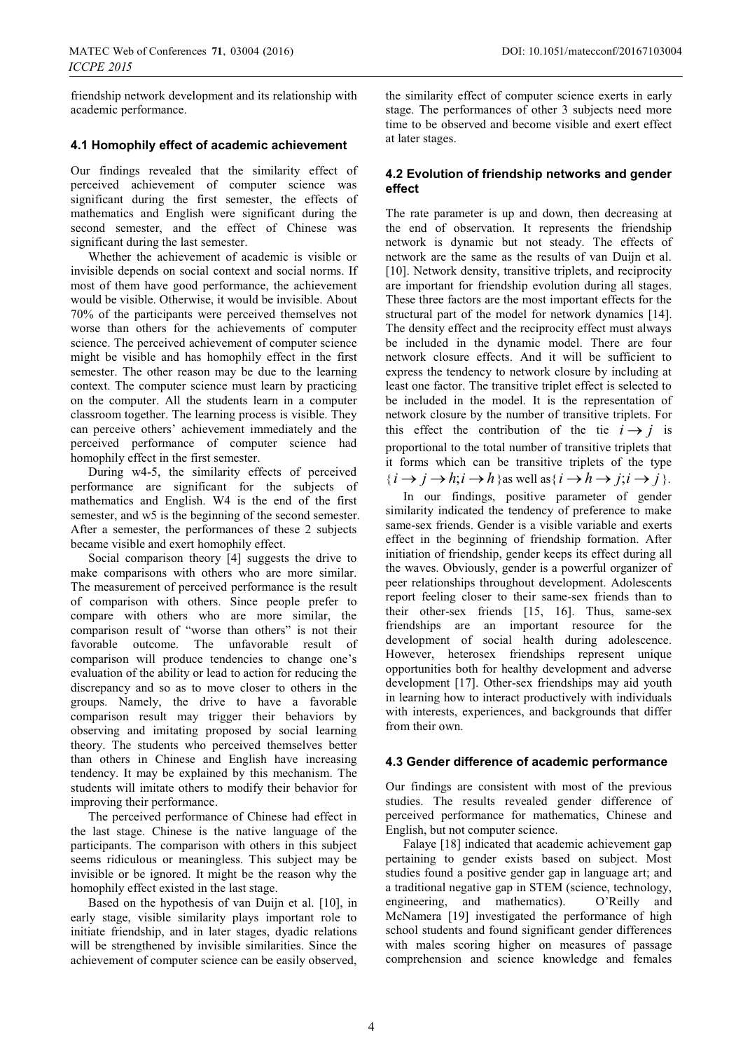friendship network development and its relationship with academic performance.

### 4.1 Homophily effect of academic achievement

Our findings revealed that the similarity effect of perceived achievement of computer science was significant during the first semester, the effects of mathematics and English were significant during the second semester, and the effect of Chinese was significant during the last semester.

Whether the achievement of academic is visible or invisible depends on social context and social norms. If most of them have good performance, the achievement would be visible. Otherwise, it would be invisible. About 70% of the participants were perceived themselves not worse than others for the achievements of computer science. The perceived achievement of computer science might be visible and has homophily effect in the first semester. The other reason may be due to the learning context. The computer science must learn by practicing on the computer. All the students learn in a computer classroom together. The learning process is visible. They can perceive others' achievement immediately and the perceived performance of computer science had homophily effect in the first semester.

During w4-5, the similarity effects of perceived performance are significant for the subjects of mathematics and English. W4 is the end of the first semester, and w5 is the beginning of the second semester. After a semester, the performances of these 2 subjects became visible and exert homophily effect.

Social comparison theory [4] suggests the drive to make comparisons with others who are more similar. The measurement of perceived performance is the result of comparison with others. Since people prefer to compare with others who are more similar, the comparison result of "worse than others" is not their favorable outcome. The unfavorable result of comparison will produce tendencies to change one's evaluation of the ability or lead to action for reducing the discrepancy and so as to move closer to others in the groups. Namely, the drive to have a favorable comparison result may trigger their behaviors by observing and imitating proposed by social learning theory. The students who perceived themselves better than others in Chinese and English have increasing tendency. It may be explained by this mechanism. The students will imitate others to modify their behavior for improving their performance.

The perceived performance of Chinese had effect in the last stage. Chinese is the native language of the participants. The comparison with others in this subject seems ridiculous or meaningless. This subject may be invisible or be ignored. It might be the reason why the homophily effect existed in the last stage.

Based on the hypothesis of van Duijn et al. [10], in early stage, visible similarity plays important role to initiate friendship, and in later stages, dyadic relations will be strengthened by invisible similarities. Since the achievement of computer science can be easily observed, the similarity effect of computer science exerts in early stage. The performances of other 3 subjects need more time to be observed and become visible and exert effect at later stages.

### 4.2 Evolution of friendship networks and gender effect

The rate parameter is up and down, then decreasing at the end of observation. It represents the friendship network is dynamic but not steady. The effects of network are the same as the results of van Duijn et al. [10]. Network density, transitive triplets, and reciprocity are important for friendship evolution during all stages. These three factors are the most important effects for the structural part of the model for network dynamics [14]. The density effect and the reciprocity effect must always be included in the dynamic model. There are four network closure effects. And it will be sufficient to express the tendency to network closure by including at least one factor. The transitive triplet effect is selected to be included in the model. It is the representation of network closure by the number of transitive triplets. For this effect the contribution of the tie $i \rightarrow j$ is proportional to the total number of transitive triplets that it forms which can be transitive triplets of the type $\{i \rightarrow j \rightarrow h; i \rightarrow h\}$ as well as $\{i \rightarrow h \rightarrow j; i \rightarrow j\}$.

In our findings, positive parameter of gender similarity indicated the tendency of preference to make same-sex friends. Gender is a visible variable and exerts effect in the beginning of friendship formation. After initiation of friendship, gender keeps its effect during all the waves. Obviously, gender is a powerful organizer of peer relationships throughout development. Adolescents report feeling closer to their same-sex friends than to their other-sex friends [15, 16]. Thus, same-sex friendships are an important resource for the development of social health during adolescence. However, heterosex friendships represent unique opportunities both for healthy development and adverse development [17]. Other-sex friendships may aid youth in learning how to interact productively with individuals with interests, experiences, and backgrounds that differ from their own.

### 4.3 Gender difference of academic performance

Our findings are consistent with most of the previous studies. The results revealed gender difference of perceived performance for mathematics, Chinese and English, but not computer science.

Falaye [18] indicated that academic achievement gap pertaining to gender exists based on subject. Most studies found a positive gender gap in language art; and a traditional negative gap in STEM (science, technology, engineering, and mathematics). O'Reilly and McNamera [19] investigated the performance of high school students and found significant gender differences with males scoring higher on measures of passage comprehension and science knowledge and females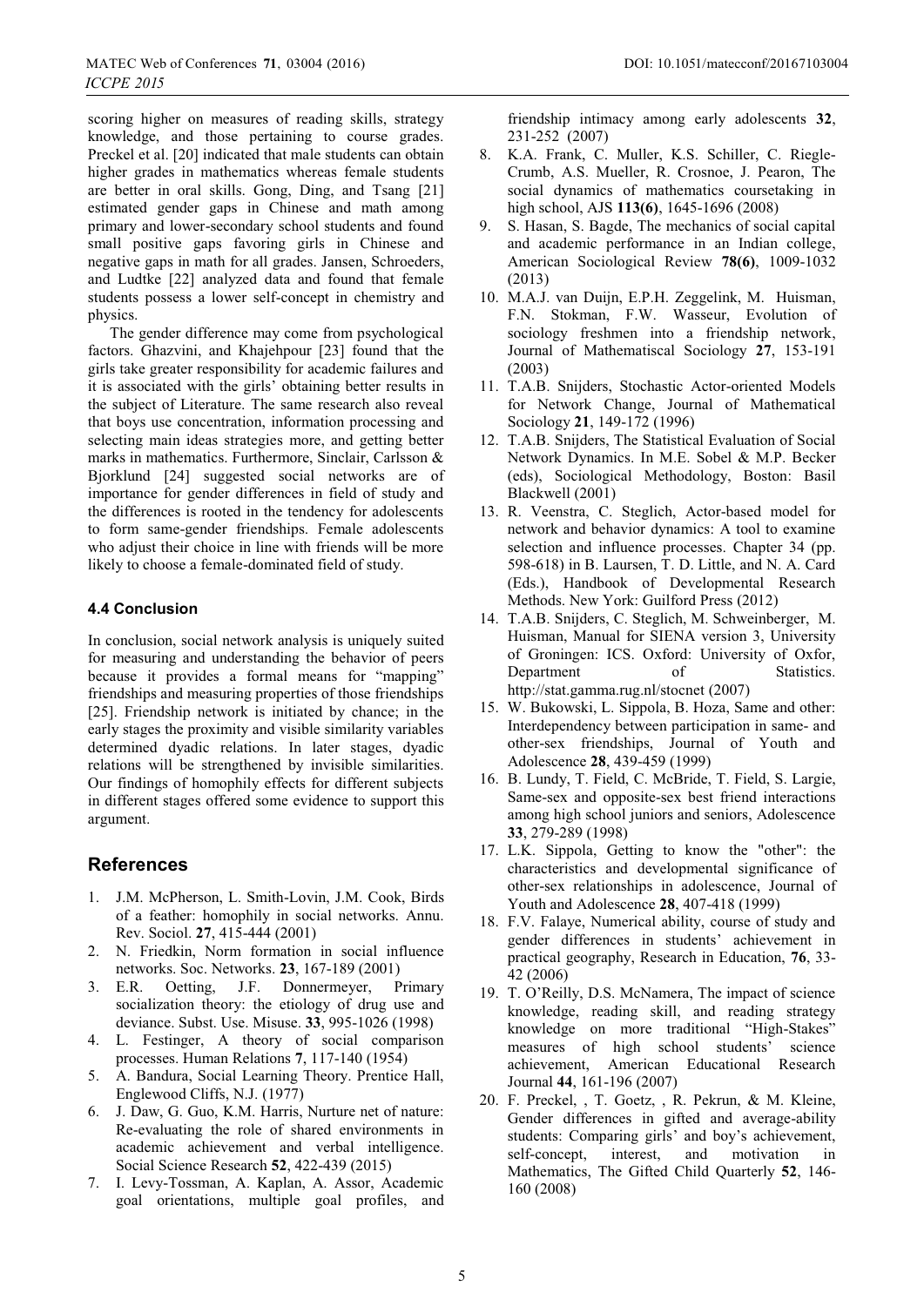scoring higher on measures of reading skills, strategy knowledge, and those pertaining to course grades. Preckel et al. [20] indicated that male students can obtain higher grades in mathematics whereas female students are better in oral skills. Gong, Ding, and Tsang [21] estimated gender gaps in Chinese and math among primary and lower-secondary school students and found small positive gaps favoring girls in Chinese and negative gaps in math for all grades. Jansen, Schroeders, and Ludtke [22] analyzed data and found that female students possess a lower self-concept in chemistry and physics.

The gender difference may come from psychological factors. Ghazvini, and Khajehpour [23] found that the girls take greater responsibility for academic failures and it is associated with the girls' obtaining better results in the subject of Literature. The same research also reveal that boys use concentration, information processing and selecting main ideas strategies more, and getting better marks in mathematics. Furthermore, Sinclair, Carlsson & Bjorklund [24] suggested social networks are of importance for gender differences in field of study and the differences is rooted in the tendency for adolescents to form same-gender friendships. Female adolescents who adjust their choice in line with friends will be more likely to choose a female-dominated field of study.

### 4.4 Conclusion

In conclusion, social network analysis is uniquely suited for measuring and understanding the behavior of peers because it provides a formal means for "mapping" friendships and measuring properties of those friendships [25]. Friendship network is initiated by chance; in the early stages the proximity and visible similarity variables determined dyadic relations. In later stages, dyadic relations will be strengthened by invisible similarities. Our findings of homophily effects for different subjects in different stages offered some evidence to support this argument.

## References

1. J.M. McPherson, L. Smith-Lovin, J.M. Cook, Birds of a feather: homophily in social networks. Annu. Rev. Sociol. **27**, 415-444 (2001)
2. N. Friedkin, Norm formation in social influence networks. Soc. Networks. **23**, 167-189 (2001)
3. E.R. Oetting, J.F. Donnermeyer, Primary socialization theory: the etiology of drug use and deviance. Subst. Use. Misuse. **33**, 995-1026 (1998)
4. L. Festinger, A theory of social comparison processes. Human Relations **7**, 117-140 (1954)
5. A. Bandura, Social Learning Theory. Prentice Hall, Englewood Cliffs, N.J. (1977)
6. J. Daw, G. Guo, K.M. Harris, Nurture net of nature: Re-evaluating the role of shared environments in academic achievement and verbal intelligence. Social Science Research **52**, 422-439 (2015)
7. I. Levy-Tossman, A. Kaplan, A. Assor, Academic goal orientations, multiple goal profiles, and friendship intimacy among early adolescents **32**, 231-252 (2007)
8. K.A. Frank, C. Muller, K.S. Schiller, C. Riegle-Crumb, A.S. Mueller, R. Crosnoe, J. Pearon, The social dynamics of mathematics coursetaking in high school, AJS **113(6)**, 1645-1696 (2008)
9. S. Hasan, S. Bagde, The mechanics of social capital and academic performance in an Indian college, American Sociological Review **78(6)**, 1009-1032 (2013)
10. M.A.J. van Duijn, E.P.H. Zeggelink, M. Huisman, F.N. Stokman, F.W. Wasseur, Evolution of sociology freshmen into a friendship network, Journal of Mathematiscal Sociology **27**, 153-191 (2003)
11. T.A.B. Snijders, Stochastic Actor-oriented Models for Network Change, Journal of Mathematical Sociology **21**, 149-172 (1996)
12. T.A.B. Snijders, The Statistical Evaluation of Social Network Dynamics. In M.E. Sobel & M.P. Becker (eds), Sociological Methodology, Boston: Basil Blackwell (2001)
13. R. Veenstra, C. Steglich, Actor-based model for network and behavior dynamics: A tool to examine selection and influence processes. Chapter 34 (pp. 598-618) in B. Laursen, T. D. Little, and N. A. Card (Eds.), Handbook of Developmental Research Methods. New York: Guilford Press (2012)
14. T.A.B. Snijders, C. Steglich, M. Schweinberger, M. Huisman, Manual for SIENA version 3, University of Groningen: ICS. Oxford: University of Oxfor, Department of Statistics. http://stat.gamma.rug.nl/stocnet (2007)
15. W. Bukowski, L. Sippola, B. Hoza, Same and other: Interdependency between participation in same- and other-sex friendships, Journal of Youth and Adolescence **28**, 439-459 (1999)
16. B. Lundy, T. Field, C. McBride, T. Field, S. Largie, Same-sex and opposite-sex best friend interactions among high school juniors and seniors, Adolescence **33**, 279-289 (1998)
17. L.K. Sippola, Getting to know the "other": the characteristics and developmental significance of other-sex relationships in adolescence, Journal of Youth and Adolescence **28**, 407-418 (1999)
18. F.V. Falaye, Numerical ability, course of study and gender differences in students' achievement in practical geography, Research in Education, **76**, 33-42 (2006)
19. T. O'Reilly, D.S. McNamera, The impact of science knowledge, reading skill, and reading strategy knowledge on more traditional "High-Stakes" measures of high school students' science achievement, American Educational Research Journal **44**, 161-196 (2007)
20. F. Preckel, , T. Goetz, , R. Pekrun, & M. Kleine, Gender differences in gifted and average-ability students: Comparing girls' and boy's achievement, self-concept, interest, and motivation in Mathematics, The Gifted Child Quarterly **52**, 146-160 (2008)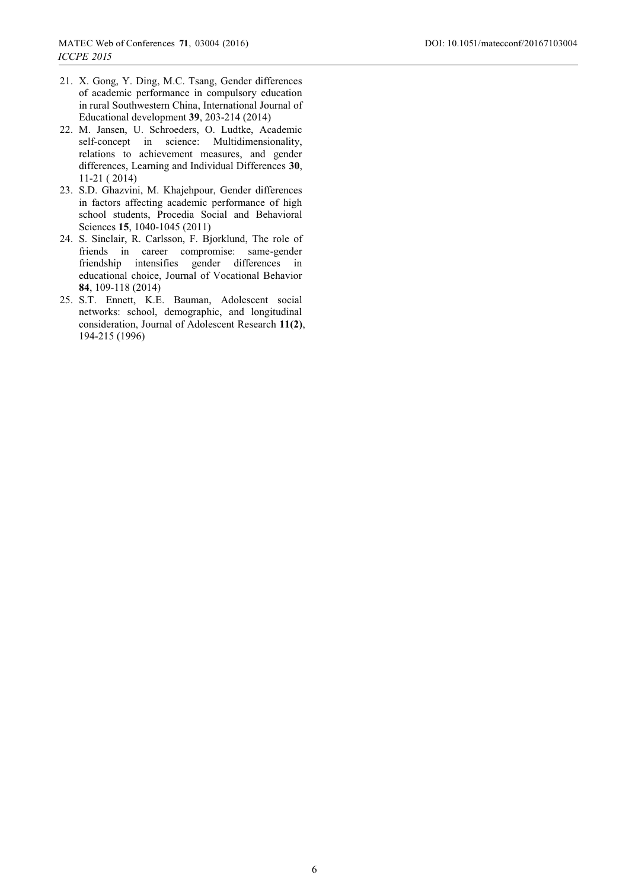21. X. Gong, Y. Ding, M.C. Tsang, Gender differences of academic performance in compulsory education in rural Southwestern China, International Journal of Educational development **39**, 203-214 (2014)
22. M. Jansen, U. Schroeders, O. Ludtke, Academic self-concept in science: Multidimensionality, relations to achievement measures, and gender differences, Learning and Individual Differences **30**, 11-21 ( 2014)
23. S.D. Ghazvini, M. Khajehpour, Gender differences in factors affecting academic performance of high school students, Procedia Social and Behavioral Sciences **15**, 1040-1045 (2011)
24. S. Sinclair, R. Carlsson, F. Bjorklund, The role of friends in career compromise: same-gender friendship intensifies gender differences in educational choice, Journal of Vocational Behavior **84**, 109-118 (2014)
25. S.T. Ennett, K.E. Bauman, Adolescent social networks: school, demographic, and longitudinal consideration, Journal of Adolescent Research **11(2)**, 194-215 (1996)